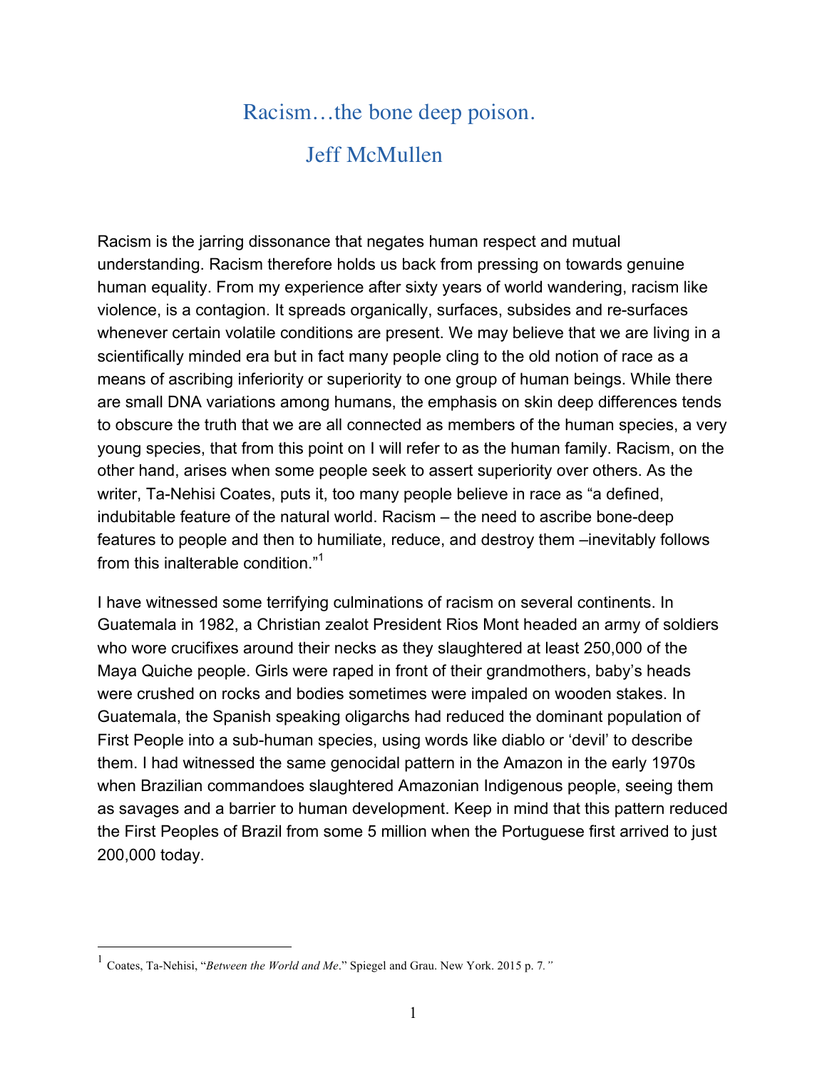# Racism…the bone deep poison.

## Jeff McMullen

Racism is the jarring dissonance that negates human respect and mutual understanding. Racism therefore holds us back from pressing on towards genuine human equality. From my experience after sixty years of world wandering, racism like violence, is a contagion. It spreads organically, surfaces, subsides and re-surfaces whenever certain volatile conditions are present. We may believe that we are living in a scientifically minded era but in fact many people cling to the old notion of race as a means of ascribing inferiority or superiority to one group of human beings. While there are small DNA variations among humans, the emphasis on skin deep differences tends to obscure the truth that we are all connected as members of the human species, a very young species, that from this point on I will refer to as the human family. Racism, on the other hand, arises when some people seek to assert superiority over others. As the writer, Ta-Nehisi Coates, puts it, too many people believe in race as "a defined, indubitable feature of the natural world. Racism – the need to ascribe bone-deep features to people and then to humiliate, reduce, and destroy them –inevitably follows from this inalterable condition."[1]

I have witnessed some terrifying culminations of racism on several continents. In Guatemala in 1982, a Christian zealot President Rios Mont headed an army of soldiers who wore crucifixes around their necks as they slaughtered at least 250,000 of the Maya Quiche people. Girls were raped in front of their grandmothers, baby's heads were crushed on rocks and bodies sometimes were impaled on wooden stakes. In Guatemala, the Spanish speaking oligarchs had reduced the dominant population of First People into a sub-human species, using words like diablo or 'devil' to describe them. I had witnessed the same genocidal pattern in the Amazon in the early 1970s when Brazilian commandoes slaughtered Amazonian Indigenous people, seeing them as savages and a barrier to human development. Keep in mind that this pattern reduced the First Peoples of Brazil from some 5 million when the Portuguese first arrived to just 200,000 today.

---

[1] Coates, Ta-Nehisi, "*Between the World and Me*." Spiegel and Grau. New York. 2015 p. 7."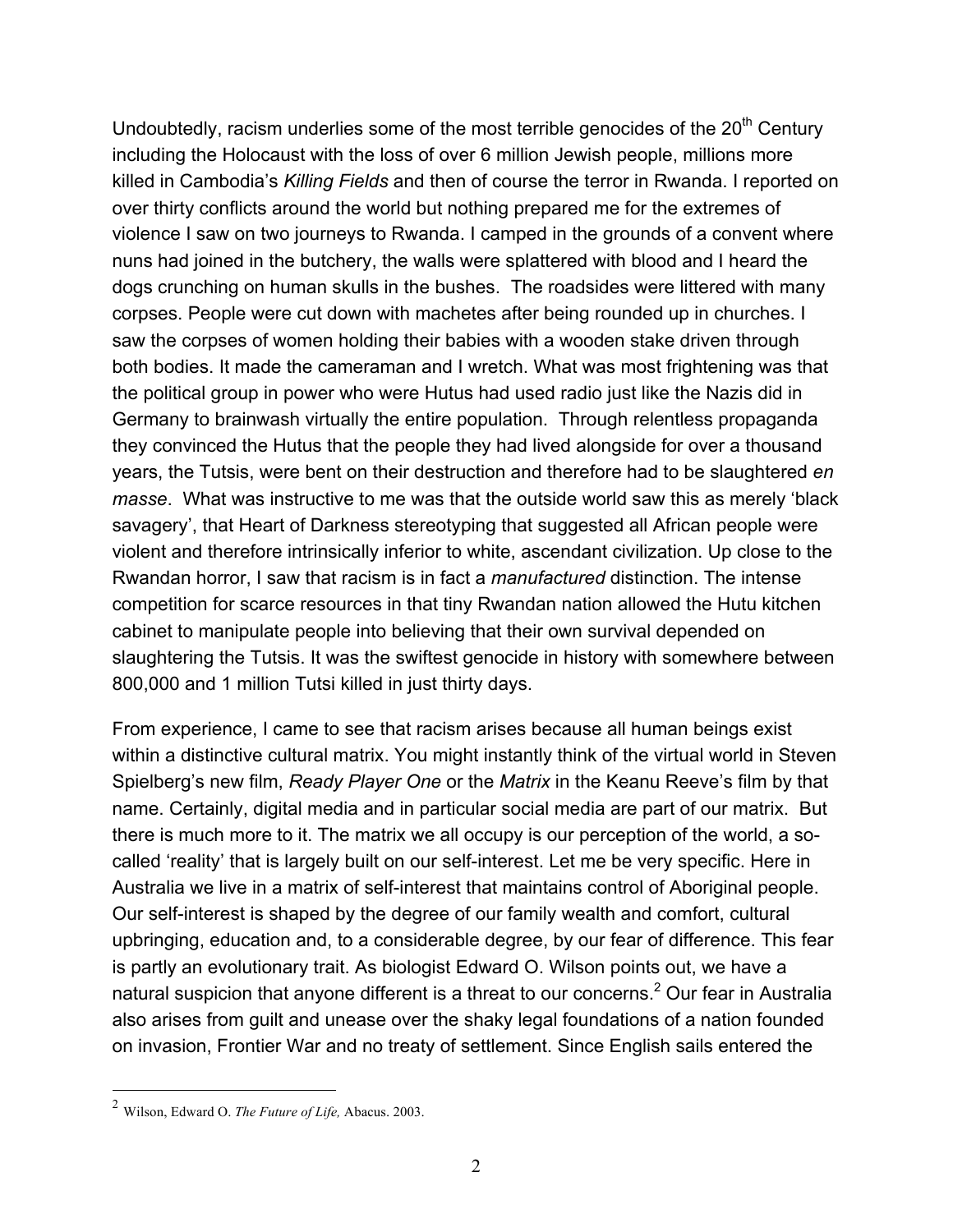Undoubtedly, racism underlies some of the most terrible genocides of the 20th Century including the Holocaust with the loss of over 6 million Jewish people, millions more killed in Cambodia's *Killing Fields* and then of course the terror in Rwanda. I reported on over thirty conflicts around the world but nothing prepared me for the extremes of violence I saw on two journeys to Rwanda. I camped in the grounds of a convent where nuns had joined in the butchery, the walls were splattered with blood and I heard the dogs crunching on human skulls in the bushes. The roadsides were littered with many corpses. People were cut down with machetes after being rounded up in churches. I saw the corpses of women holding their babies with a wooden stake driven through both bodies. It made the cameraman and I wretch. What was most frightening was that the political group in power who were Hutus had used radio just like the Nazis did in Germany to brainwash virtually the entire population. Through relentless propaganda they convinced the Hutus that the people they had lived alongside for over a thousand years, the Tutsis, were bent on their destruction and therefore had to be slaughtered *en masse*. What was instructive to me was that the outside world saw this as merely 'black savagery', that Heart of Darkness stereotyping that suggested all African people were violent and therefore intrinsically inferior to white, ascendant civilization. Up close to the Rwandan horror, I saw that racism is in fact a *manufactured* distinction. The intense competition for scarce resources in that tiny Rwandan nation allowed the Hutu kitchen cabinet to manipulate people into believing that their own survival depended on slaughtering the Tutsis. It was the swiftest genocide in history with somewhere between 800,000 and 1 million Tutsi killed in just thirty days.

From experience, I came to see that racism arises because all human beings exist within a distinctive cultural matrix. You might instantly think of the virtual world in Steven Spielberg's new film, *Ready Player One* or the *Matrix* in the Keanu Reeve's film by that name. Certainly, digital media and in particular social media are part of our matrix. But there is much more to it. The matrix we all occupy is our perception of the world, a so-called 'reality' that is largely built on our self-interest. Let me be very specific. Here in Australia we live in a matrix of self-interest that maintains control of Aboriginal people. Our self-interest is shaped by the degree of our family wealth and comfort, cultural upbringing, education and, to a considerable degree, by our fear of difference. This fear is partly an evolutionary trait. As biologist Edward O. Wilson points out, we have a natural suspicion that anyone different is a threat to our concerns.[2] Our fear in Australia also arises from guilt and unease over the shaky legal foundations of a nation founded on invasion, Frontier War and no treaty of settlement. Since English sails entered the

---

[2] Wilson, Edward O. *The Future of Life,* Abacus. 2003.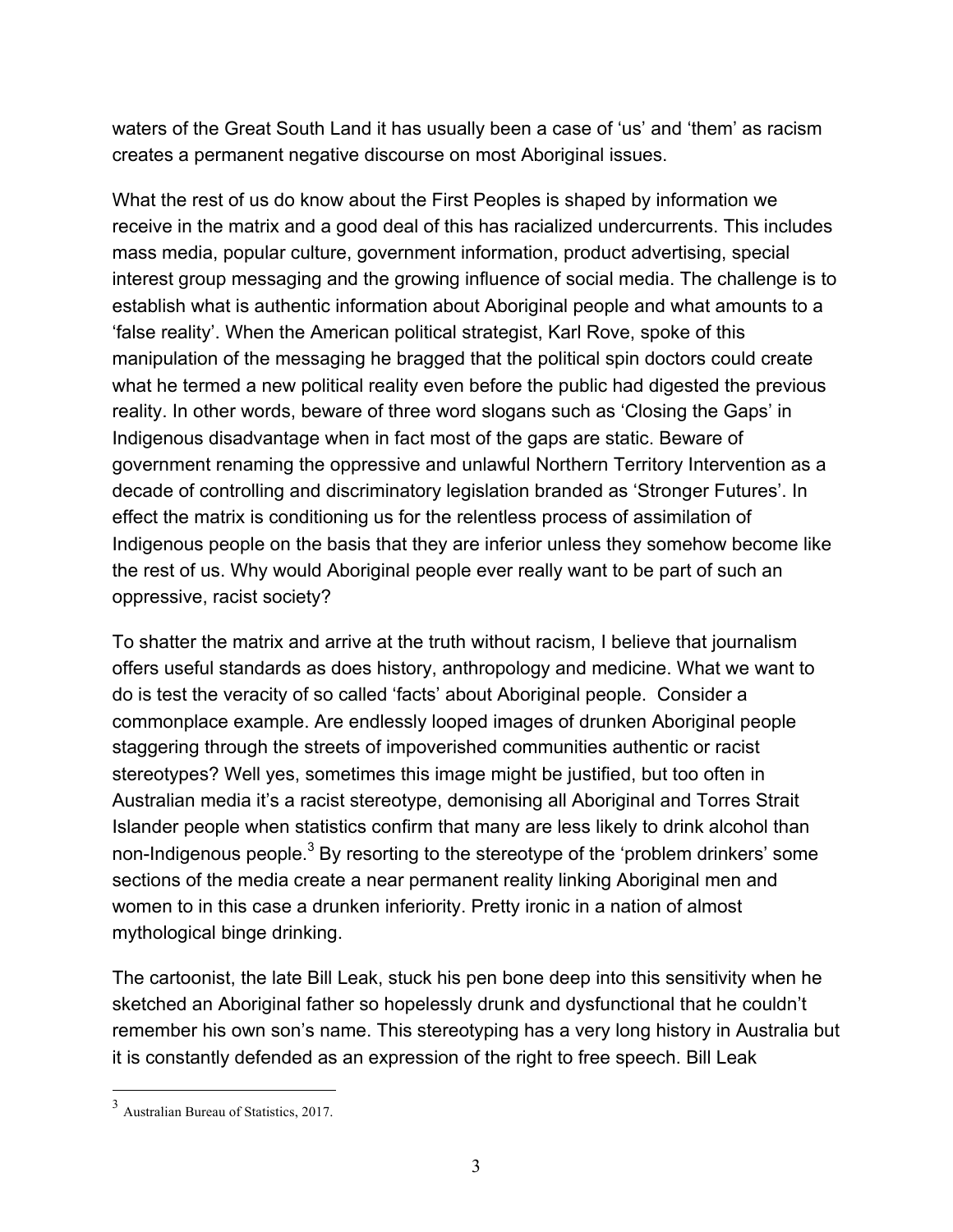waters of the Great South Land it has usually been a case of 'us' and 'them' as racism creates a permanent negative discourse on most Aboriginal issues.

What the rest of us do know about the First Peoples is shaped by information we receive in the matrix and a good deal of this has racialized undercurrents. This includes mass media, popular culture, government information, product advertising, special interest group messaging and the growing influence of social media. The challenge is to establish what is authentic information about Aboriginal people and what amounts to a 'false reality'. When the American political strategist, Karl Rove, spoke of this manipulation of the messaging he bragged that the political spin doctors could create what he termed a new political reality even before the public had digested the previous reality. In other words, beware of three word slogans such as 'Closing the Gaps' in Indigenous disadvantage when in fact most of the gaps are static. Beware of government renaming the oppressive and unlawful Northern Territory Intervention as a decade of controlling and discriminatory legislation branded as 'Stronger Futures'. In effect the matrix is conditioning us for the relentless process of assimilation of Indigenous people on the basis that they are inferior unless they somehow become like the rest of us. Why would Aboriginal people ever really want to be part of such an oppressive, racist society?

To shatter the matrix and arrive at the truth without racism, I believe that journalism offers useful standards as does history, anthropology and medicine. What we want to do is test the veracity of so called 'facts' about Aboriginal people. Consider a commonplace example. Are endlessly looped images of drunken Aboriginal people staggering through the streets of impoverished communities authentic or racist stereotypes? Well yes, sometimes this image might be justified, but too often in Australian media it's a racist stereotype, demonising all Aboriginal and Torres Strait Islander people when statistics confirm that many are less likely to drink alcohol than non-Indigenous people.[3] By resorting to the stereotype of the 'problem drinkers' some sections of the media create a near permanent reality linking Aboriginal men and women to in this case a drunken inferiority. Pretty ironic in a nation of almost mythological binge drinking.

The cartoonist, the late Bill Leak, stuck his pen bone deep into this sensitivity when he sketched an Aboriginal father so hopelessly drunk and dysfunctional that he couldn't remember his own son's name. This stereotyping has a very long history in Australia but it is constantly defended as an expression of the right to free speech. Bill Leak

---

[3] Australian Bureau of Statistics, 2017.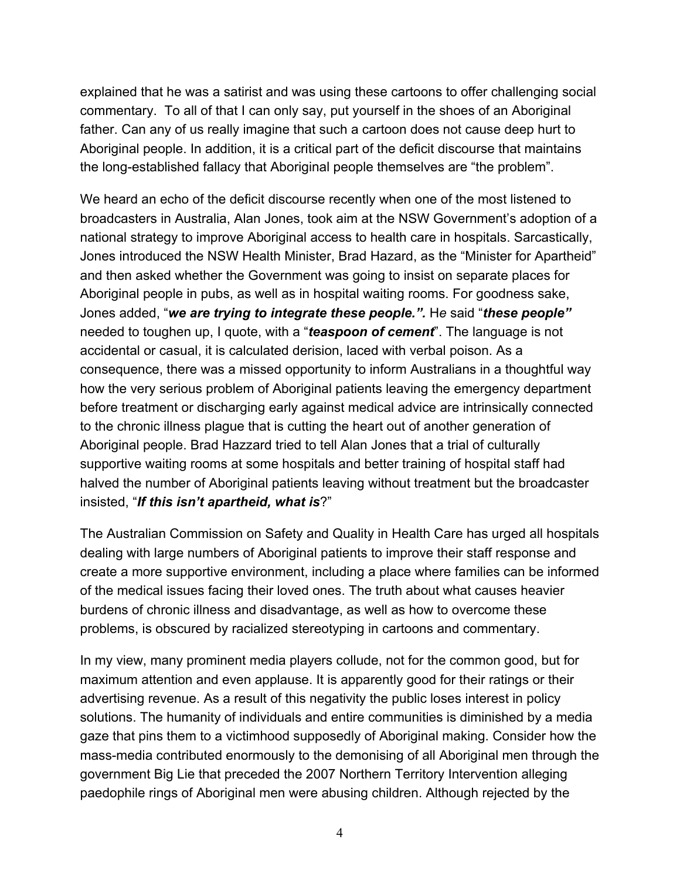explained that he was a satirist and was using these cartoons to offer challenging social commentary. To all of that I can only say, put yourself in the shoes of an Aboriginal father. Can any of us really imagine that such a cartoon does not cause deep hurt to Aboriginal people. In addition, it is a critical part of the deficit discourse that maintains the long-established fallacy that Aboriginal people themselves are "the problem".

We heard an echo of the deficit discourse recently when one of the most listened to broadcasters in Australia, Alan Jones, took aim at the NSW Government's adoption of a national strategy to improve Aboriginal access to health care in hospitals. Sarcastically, Jones introduced the NSW Health Minister, Brad Hazard, as the "Minister for Apartheid" and then asked whether the Government was going to insist on separate places for Aboriginal people in pubs, as well as in hospital waiting rooms. For goodness sake, Jones added, "***we are trying to integrate these people.".*** He said "***these people"*** needed to toughen up, I quote, with a "***teaspoon of cement***". The language is not accidental or casual, it is calculated derision, laced with verbal poison. As a consequence, there was a missed opportunity to inform Australians in a thoughtful way how the very serious problem of Aboriginal patients leaving the emergency department before treatment or discharging early against medical advice are intrinsically connected to the chronic illness plague that is cutting the heart out of another generation of Aboriginal people. Brad Hazzard tried to tell Alan Jones that a trial of culturally supportive waiting rooms at some hospitals and better training of hospital staff had halved the number of Aboriginal patients leaving without treatment but the broadcaster insisted, "***If this isn't apartheid, what is***?"

The Australian Commission on Safety and Quality in Health Care has urged all hospitals dealing with large numbers of Aboriginal patients to improve their staff response and create a more supportive environment, including a place where families can be informed of the medical issues facing their loved ones. The truth about what causes heavier burdens of chronic illness and disadvantage, as well as how to overcome these problems, is obscured by racialized stereotyping in cartoons and commentary.

In my view, many prominent media players collude, not for the common good, but for maximum attention and even applause. It is apparently good for their ratings or their advertising revenue. As a result of this negativity the public loses interest in policy solutions. The humanity of individuals and entire communities is diminished by a media gaze that pins them to a victimhood supposedly of Aboriginal making. Consider how the mass-media contributed enormously to the demonising of all Aboriginal men through the government Big Lie that preceded the 2007 Northern Territory Intervention alleging paedophile rings of Aboriginal men were abusing children. Although rejected by the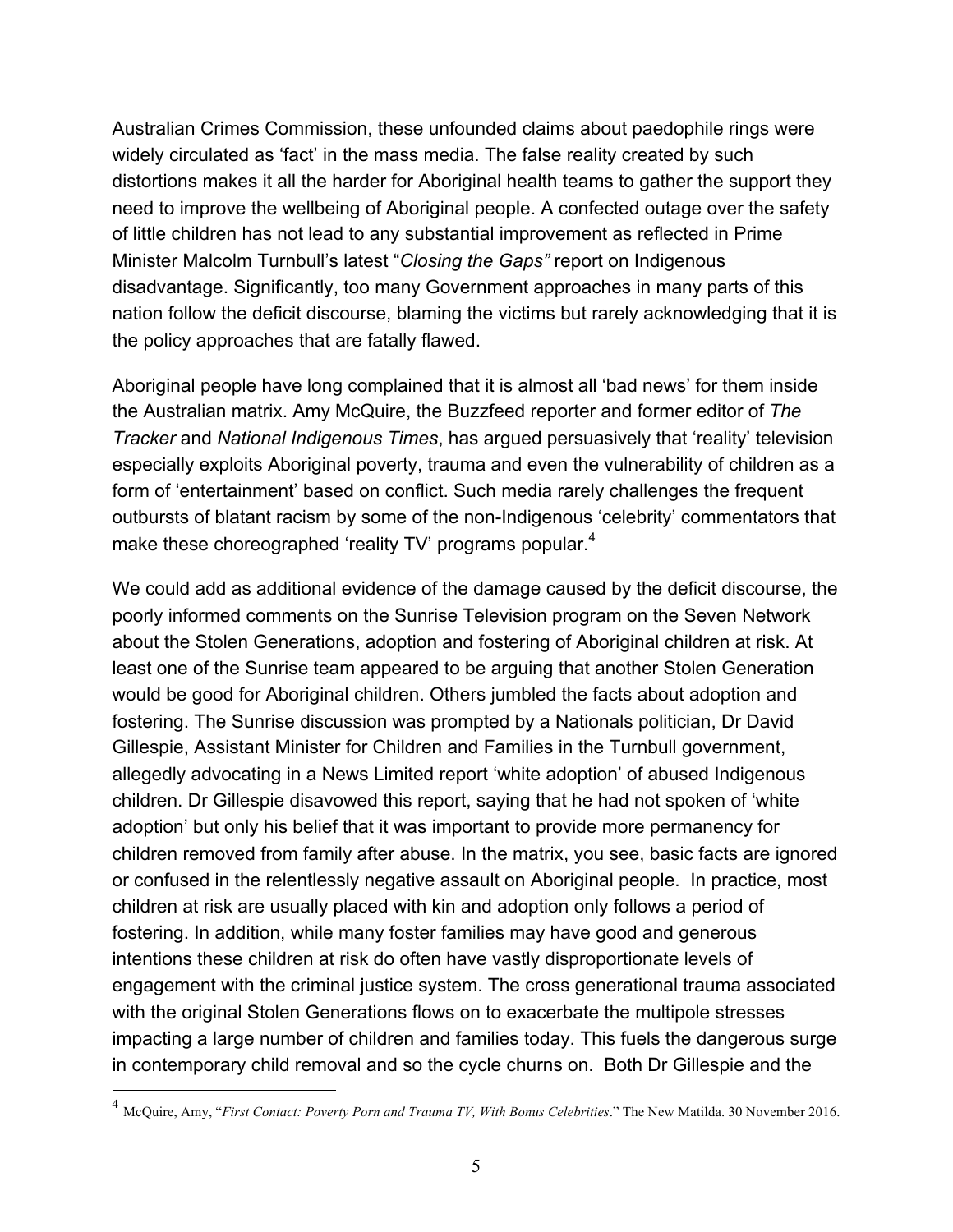Australian Crimes Commission, these unfounded claims about paedophile rings were widely circulated as 'fact' in the mass media. The false reality created by such distortions makes it all the harder for Aboriginal health teams to gather the support they need to improve the wellbeing of Aboriginal people. A confected outage over the safety of little children has not lead to any substantial improvement as reflected in Prime Minister Malcolm Turnbull's latest "*Closing the Gaps"* report on Indigenous disadvantage. Significantly, too many Government approaches in many parts of this nation follow the deficit discourse, blaming the victims but rarely acknowledging that it is the policy approaches that are fatally flawed.

Aboriginal people have long complained that it is almost all 'bad news' for them inside the Australian matrix. Amy McQuire, the Buzzfeed reporter and former editor of *The Tracker* and *National Indigenous Times*, has argued persuasively that 'reality' television especially exploits Aboriginal poverty, trauma and even the vulnerability of children as a form of 'entertainment' based on conflict. Such media rarely challenges the frequent outbursts of blatant racism by some of the non-Indigenous 'celebrity' commentators that make these choreographed 'reality TV' programs popular.[4]

We could add as additional evidence of the damage caused by the deficit discourse, the poorly informed comments on the Sunrise Television program on the Seven Network about the Stolen Generations, adoption and fostering of Aboriginal children at risk. At least one of the Sunrise team appeared to be arguing that another Stolen Generation would be good for Aboriginal children. Others jumbled the facts about adoption and fostering. The Sunrise discussion was prompted by a Nationals politician, Dr David Gillespie, Assistant Minister for Children and Families in the Turnbull government, allegedly advocating in a News Limited report 'white adoption' of abused Indigenous children. Dr Gillespie disavowed this report, saying that he had not spoken of 'white adoption' but only his belief that it was important to provide more permanency for children removed from family after abuse. In the matrix, you see, basic facts are ignored or confused in the relentlessly negative assault on Aboriginal people. In practice, most children at risk are usually placed with kin and adoption only follows a period of fostering. In addition, while many foster families may have good and generous intentions these children at risk do often have vastly disproportionate levels of engagement with the criminal justice system. The cross generational trauma associated with the original Stolen Generations flows on to exacerbate the multipole stresses impacting a large number of children and families today. This fuels the dangerous surge in contemporary child removal and so the cycle churns on. Both Dr Gillespie and the

---

[4] McQuire, Amy, "*First Contact: Poverty Porn and Trauma TV, With Bonus Celebrities*." The New Matilda. 30 November 2016.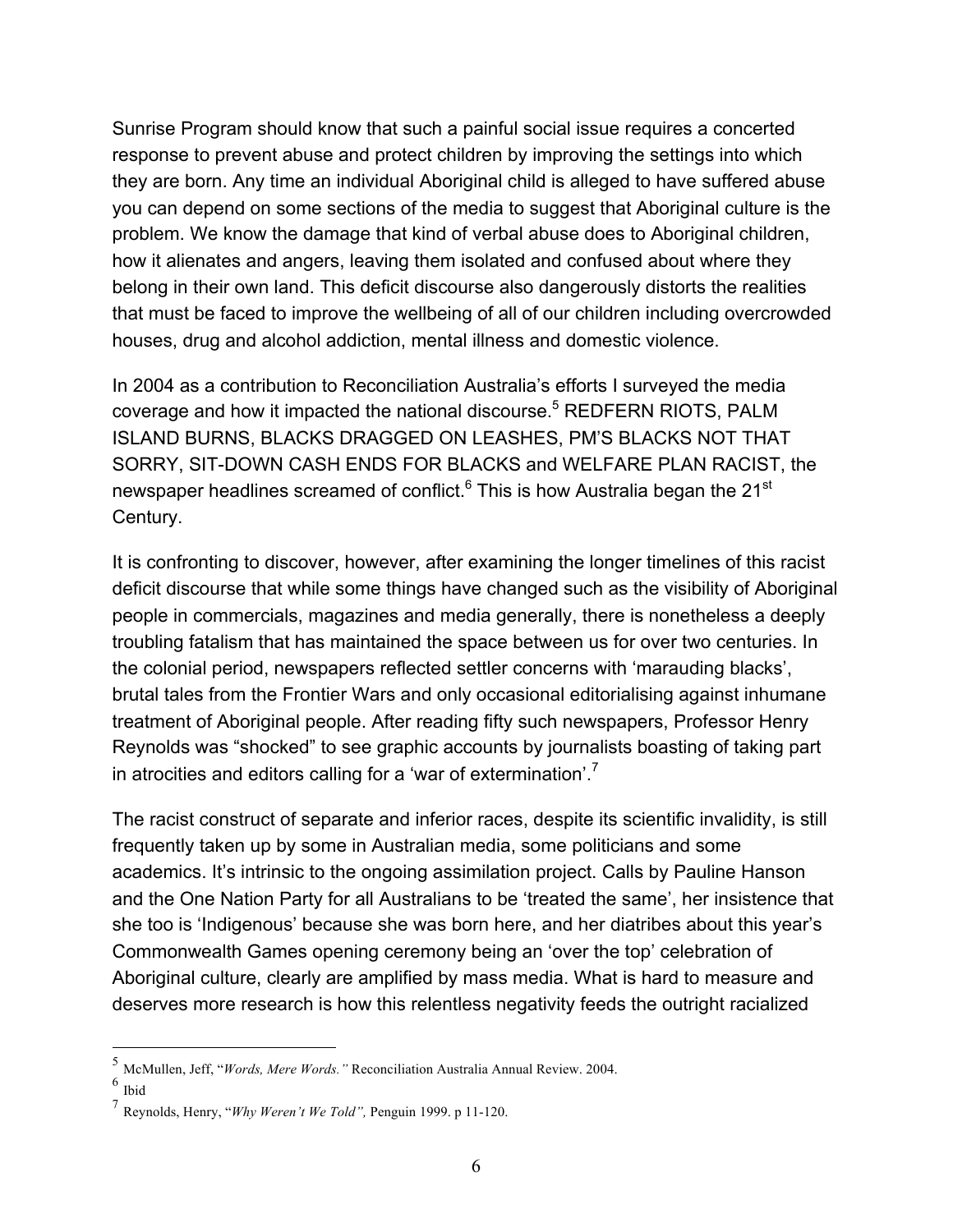Sunrise Program should know that such a painful social issue requires a concerted response to prevent abuse and protect children by improving the settings into which they are born. Any time an individual Aboriginal child is alleged to have suffered abuse you can depend on some sections of the media to suggest that Aboriginal culture is the problem. We know the damage that kind of verbal abuse does to Aboriginal children, how it alienates and angers, leaving them isolated and confused about where they belong in their own land. This deficit discourse also dangerously distorts the realities that must be faced to improve the wellbeing of all of our children including overcrowded houses, drug and alcohol addiction, mental illness and domestic violence.

In 2004 as a contribution to Reconciliation Australia's efforts I surveyed the media coverage and how it impacted the national discourse.[5] REDFERN RIOTS, PALM ISLAND BURNS, BLACKS DRAGGED ON LEASHES, PM'S BLACKS NOT THAT SORRY, SIT-DOWN CASH ENDS FOR BLACKS and WELFARE PLAN RACIST, the newspaper headlines screamed of conflict.[6] This is how Australia began the 21st Century.

It is confronting to discover, however, after examining the longer timelines of this racist deficit discourse that while some things have changed such as the visibility of Aboriginal people in commercials, magazines and media generally, there is nonetheless a deeply troubling fatalism that has maintained the space between us for over two centuries. In the colonial period, newspapers reflected settler concerns with 'marauding blacks', brutal tales from the Frontier Wars and only occasional editorialising against inhumane treatment of Aboriginal people. After reading fifty such newspapers, Professor Henry Reynolds was "shocked" to see graphic accounts by journalists boasting of taking part in atrocities and editors calling for a 'war of extermination'.[7]

The racist construct of separate and inferior races, despite its scientific invalidity, is still frequently taken up by some in Australian media, some politicians and some academics. It's intrinsic to the ongoing assimilation project. Calls by Pauline Hanson and the One Nation Party for all Australians to be 'treated the same', her insistence that she too is 'Indigenous' because she was born here, and her diatribes about this year's Commonwealth Games opening ceremony being an 'over the top' celebration of Aboriginal culture, clearly are amplified by mass media. What is hard to measure and deserves more research is how this relentless negativity feeds the outright racialized

---

[5] McMullen, Jeff, "*Words, Mere Words.*" Reconciliation Australia Annual Review. 2004.

[6] Ibid

[7] Reynolds, Henry, "*Why Weren't We Told",* Penguin 1999. p 11-120.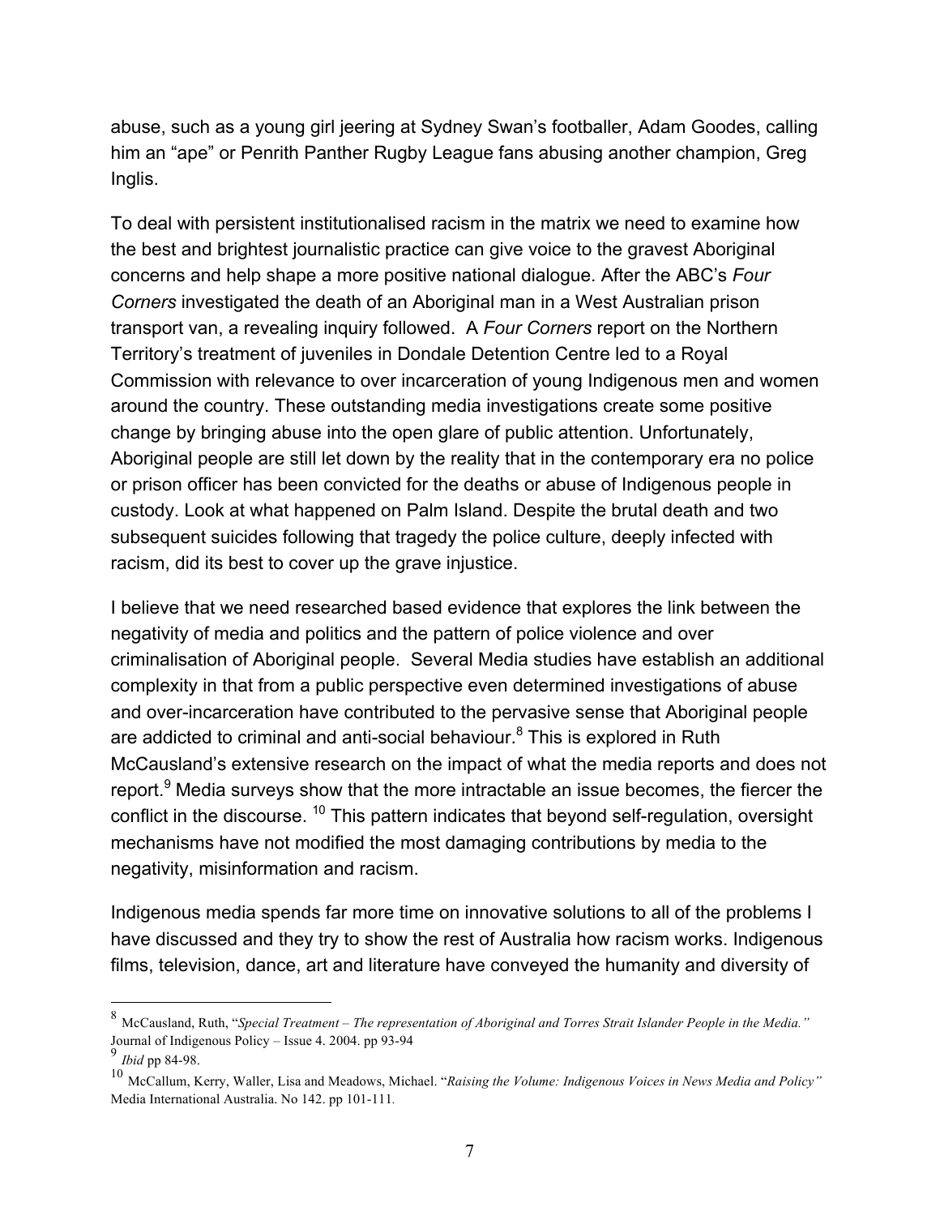abuse, such as a young girl jeering at Sydney Swan's footballer, Adam Goodes, calling him an "ape" or Penrith Panther Rugby League fans abusing another champion, Greg Inglis.

To deal with persistent institutionalised racism in the matrix we need to examine how the best and brightest journalistic practice can give voice to the gravest Aboriginal concerns and help shape a more positive national dialogue. After the ABC's *Four Corners* investigated the death of an Aboriginal man in a West Australian prison transport van, a revealing inquiry followed. A *Four Corners* report on the Northern Territory's treatment of juveniles in Dondale Detention Centre led to a Royal Commission with relevance to over incarceration of young Indigenous men and women around the country. These outstanding media investigations create some positive change by bringing abuse into the open glare of public attention. Unfortunately, Aboriginal people are still let down by the reality that in the contemporary era no police or prison officer has been convicted for the deaths or abuse of Indigenous people in custody. Look at what happened on Palm Island. Despite the brutal death and two subsequent suicides following that tragedy the police culture, deeply infected with racism, did its best to cover up the grave injustice.

I believe that we need researched based evidence that explores the link between the negativity of media and politics and the pattern of police violence and over criminalisation of Aboriginal people. Several Media studies have establish an additional complexity in that from a public perspective even determined investigations of abuse and over-incarceration have contributed to the pervasive sense that Aboriginal people are addicted to criminal and anti-social behaviour.[8] This is explored in Ruth McCausland's extensive research on the impact of what the media reports and does not report.[9] Media surveys show that the more intractable an issue becomes, the fiercer the conflict in the discourse. [10] This pattern indicates that beyond self-regulation, oversight mechanisms have not modified the most damaging contributions by media to the negativity, misinformation and racism.

Indigenous media spends far more time on innovative solutions to all of the problems I have discussed and they try to show the rest of Australia how racism works. Indigenous films, television, dance, art and literature have conveyed the humanity and diversity of

---

[8] McCausland, Ruth, "*Special Treatment – The representation of Aboriginal and Torres Strait Islander People in the Media.*" Journal of Indigenous Policy – Issue 4. 2004. pp 93-94

[9] *Ibid* pp 84-98.

[10] McCallum, Kerry, Waller, Lisa and Meadows, Michael. "*Raising the Volume: Indigenous Voices in News Media and Policy*" Media International Australia. No 142. pp 101-111.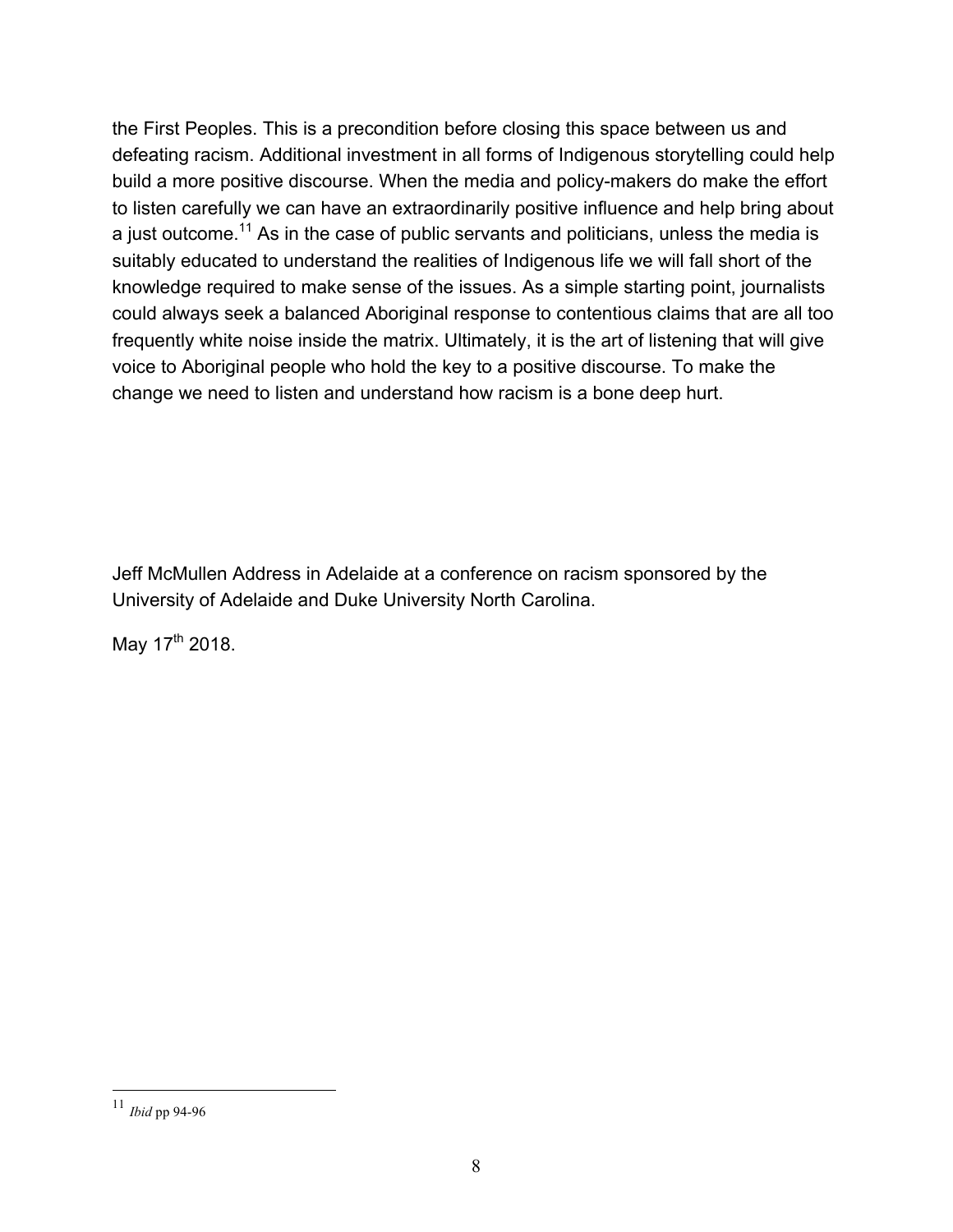the First Peoples. This is a precondition before closing this space between us and defeating racism. Additional investment in all forms of Indigenous storytelling could help build a more positive discourse. When the media and policy-makers do make the effort to listen carefully we can have an extraordinarily positive influence and help bring about a just outcome.[11] As in the case of public servants and politicians, unless the media is suitably educated to understand the realities of Indigenous life we will fall short of the knowledge required to make sense of the issues. As a simple starting point, journalists could always seek a balanced Aboriginal response to contentious claims that are all too frequently white noise inside the matrix. Ultimately, it is the art of listening that will give voice to Aboriginal people who hold the key to a positive discourse. To make the change we need to listen and understand how racism is a bone deep hurt.

Jeff McMullen Address in Adelaide at a conference on racism sponsored by the University of Adelaide and Duke University North Carolina.

May 17th 2018.

---

[11] *Ibid* pp 94-96